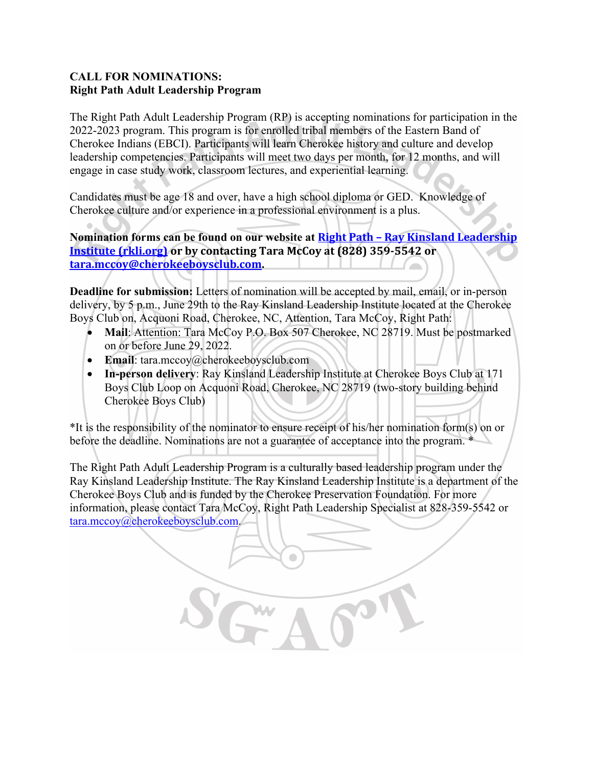**CALL FOR NOMINATIONS:**
**Right Path Adult Leadership Program**

The Right Path Adult Leadership Program (RP) is accepting nominations for participation in the 2022-2023 program. This program is for enrolled tribal members of the Eastern Band of Cherokee Indians (EBCI). Participants will learn Cherokee history and culture and develop leadership competencies. Participants will meet two days per month, for 12 months, and will engage in case study work, classroom lectures, and experiential learning.

Candidates must be age 18 and over, have a high school diploma or GED. Knowledge of Cherokee culture and/or experience in a professional environment is a plus.

**Nomination forms can be found on our website at [Right Path – Ray Kinsland Leadership Institute (rkli.org)](rkli.org) or by contacting Tara McCoy at (828) 359-5542 or [tara.mccoy@cherokeeboysclub.com](mailto:tara.mccoy@cherokeeboysclub.com).**

**Deadline for submission:** Letters of nomination will be accepted by mail, email, or in-person delivery, by 5 p.m., June 29th to the Ray Kinsland Leadership Institute located at the Cherokee Boys Club on, Acquoni Road, Cherokee, NC, Attention, Tara McCoy, Right Path:

- **Mail**: Attention: Tara McCoy P.O. Box 507 Cherokee, NC 28719. Must be postmarked on or before June 29, 2022.
- **Email**: tara.mccoy@cherokeeboysclub.com
- **In-person delivery**: Ray Kinsland Leadership Institute at Cherokee Boys Club at 171 Boys Club Loop on Acquoni Road, Cherokee, NC 28719 (two-story building behind Cherokee Boys Club)

*It is the responsibility of the nominator to ensure receipt of his/her nomination form(s) on or before the deadline. Nominations are not a guarantee of acceptance into the program. *

The Right Path Adult Leadership Program is a culturally based leadership program under the Ray Kinsland Leadership Institute. The Ray Kinsland Leadership Institute is a department of the Cherokee Boys Club and is funded by the Cherokee Preservation Foundation. For more information, please contact Tara McCoy, Right Path Leadership Specialist at 828-359-5542 or [tara.mccoy@cherokeeboysclub.com](mailto:tara.mccoy@cherokeeboysclub.com).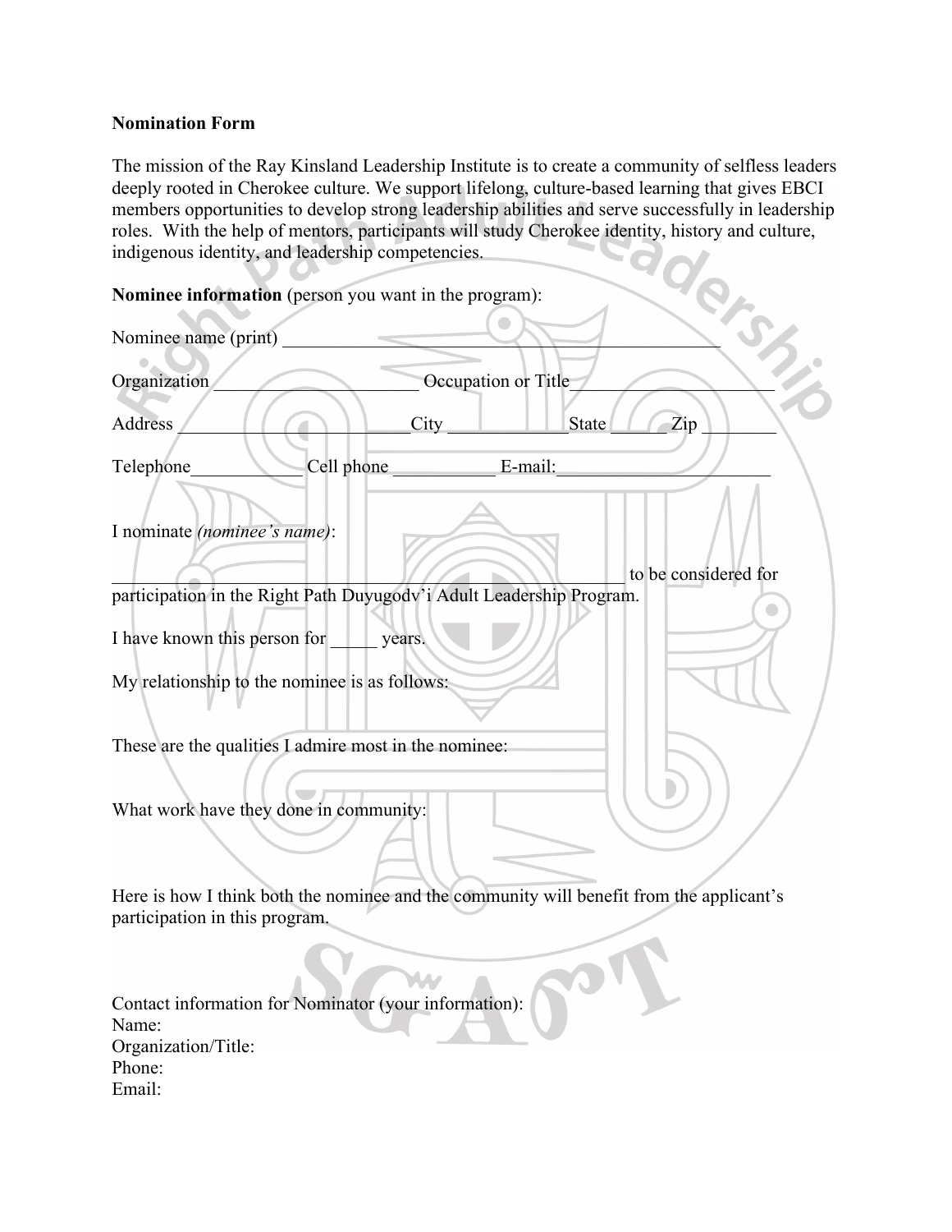**Nomination Form**

The mission of the Ray Kinsland Leadership Institute is to create a community of selfless leaders deeply rooted in Cherokee culture. We support lifelong, culture-based learning that gives EBCI members opportunities to develop strong leadership abilities and serve successfully in leadership roles. With the help of mentors, participants will study Cherokee identity, history and culture, indigenous identity, and leadership competencies.

**Nominee information** (person you want in the program):

Nominee name (print) ______________________________________________

Organization ______________________ Occupation or Title______________________

Address ________________________City ____________State ______Zip ________

Telephone____________ Cell phone ___________ E-mail:_______________________

I nominate *(nominee's name)*:

_____________________________________________________ to be considered for participation in the Right Path Duyugodv'i Adult Leadership Program.

I have known this person for _____ years.

My relationship to the nominee is as follows:

These are the qualities I admire most in the nominee:

What work have they done in community:

Here is how I think both the nominee and the community will benefit from the applicant's participation in this program.

Contact information for Nominator (your information):
Name:
Organization/Title:
Phone:
Email: